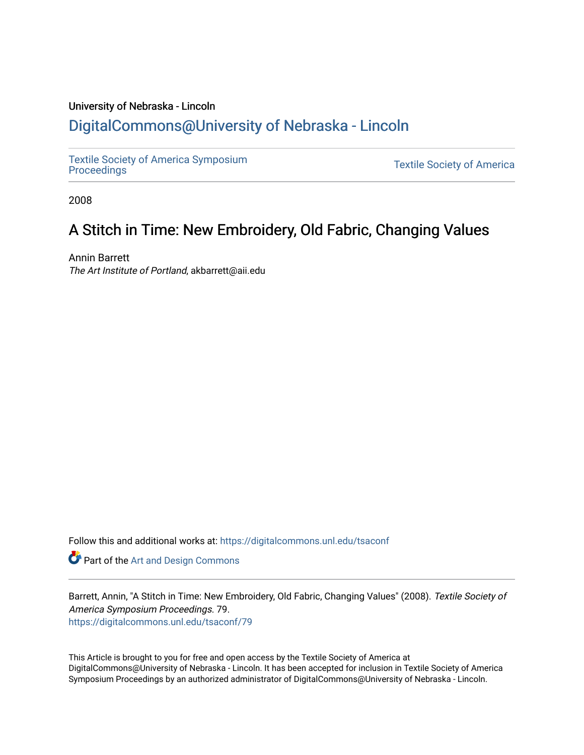University of Nebraska - Lincoln

## DigitalCommons@University of Nebraska - Lincoln

Textile Society of America Symposium Proceedings

Textile Society of America

2008

# A Stitch in Time: New Embroidery, Old Fabric, Changing Values

Annin Barrett

*The Art Institute of Portland*, akbarrett@aii.edu

Follow this and additional works at: https://digitalcommons.unl.edu/tsaconf

Part of the Art and Design Commons

Barrett, Annin, "A Stitch in Time: New Embroidery, Old Fabric, Changing Values" (2008). *Textile Society of America Symposium Proceedings*. 79.
https://digitalcommons.unl.edu/tsaconf/79

This Article is brought to you for free and open access by the Textile Society of America at DigitalCommons@University of Nebraska - Lincoln. It has been accepted for inclusion in Textile Society of America Symposium Proceedings by an authorized administrator of DigitalCommons@University of Nebraska - Lincoln.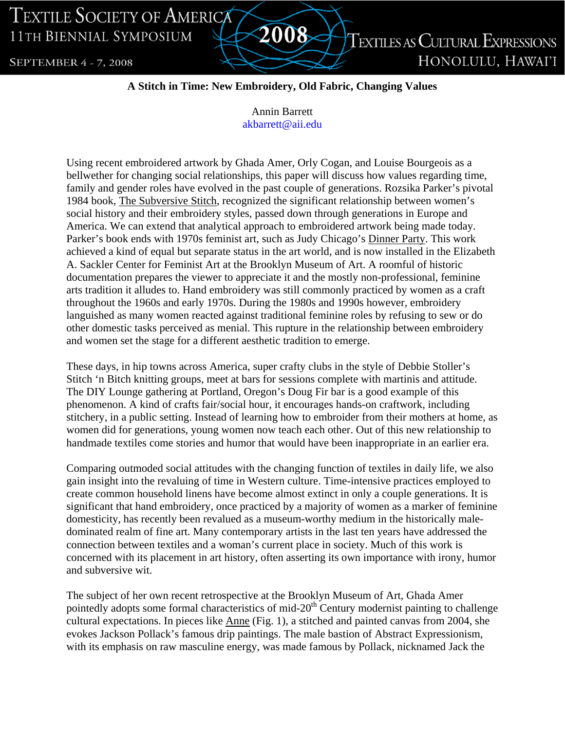**A Stitch in Time: New Embroidery, Old Fabric, Changing Values**

Annin Barrett
akbarrett@aii.edu

Using recent embroidered artwork by Ghada Amer, Orly Cogan, and Louise Bourgeois as a bellwether for changing social relationships, this paper will discuss how values regarding time, family and gender roles have evolved in the past couple of generations. Rozsika Parker's pivotal 1984 book, The Subversive Stitch, recognized the significant relationship between women's social history and their embroidery styles, passed down through generations in Europe and America. We can extend that analytical approach to embroidered artwork being made today. Parker's book ends with 1970s feminist art, such as Judy Chicago's Dinner Party. This work achieved a kind of equal but separate status in the art world, and is now installed in the Elizabeth A. Sackler Center for Feminist Art at the Brooklyn Museum of Art. A roomful of historic documentation prepares the viewer to appreciate it and the mostly non-professional, feminine arts tradition it alludes to. Hand embroidery was still commonly practiced by women as a craft throughout the 1960s and early 1970s. During the 1980s and 1990s however, embroidery languished as many women reacted against traditional feminine roles by refusing to sew or do other domestic tasks perceived as menial. This rupture in the relationship between embroidery and women set the stage for a different aesthetic tradition to emerge.

These days, in hip towns across America, super crafty clubs in the style of Debbie Stoller's Stitch 'n Bitch knitting groups, meet at bars for sessions complete with martinis and attitude. The DIY Lounge gathering at Portland, Oregon's Doug Fir bar is a good example of this phenomenon. A kind of crafts fair/social hour, it encourages hands-on craftwork, including stitchery, in a public setting. Instead of learning how to embroider from their mothers at home, as women did for generations, young women now teach each other. Out of this new relationship to handmade textiles come stories and humor that would have been inappropriate in an earlier era.

Comparing outmoded social attitudes with the changing function of textiles in daily life, we also gain insight into the revaluing of time in Western culture. Time-intensive practices employed to create common household linens have become almost extinct in only a couple generations. It is significant that hand embroidery, once practiced by a majority of women as a marker of feminine domesticity, has recently been revalued as a museum-worthy medium in the historically male-dominated realm of fine art. Many contemporary artists in the last ten years have addressed the connection between textiles and a woman's current place in society. Much of this work is concerned with its placement in art history, often asserting its own importance with irony, humor and subversive wit.

The subject of her own recent retrospective at the Brooklyn Museum of Art, Ghada Amer pointedly adopts some formal characteristics of mid-20th Century modernist painting to challenge cultural expectations. In pieces like Anne (Fig. 1), a stitched and painted canvas from 2004, she evokes Jackson Pollack's famous drip paintings. The male bastion of Abstract Expressionism, with its emphasis on raw masculine energy, was made famous by Pollack, nicknamed Jack the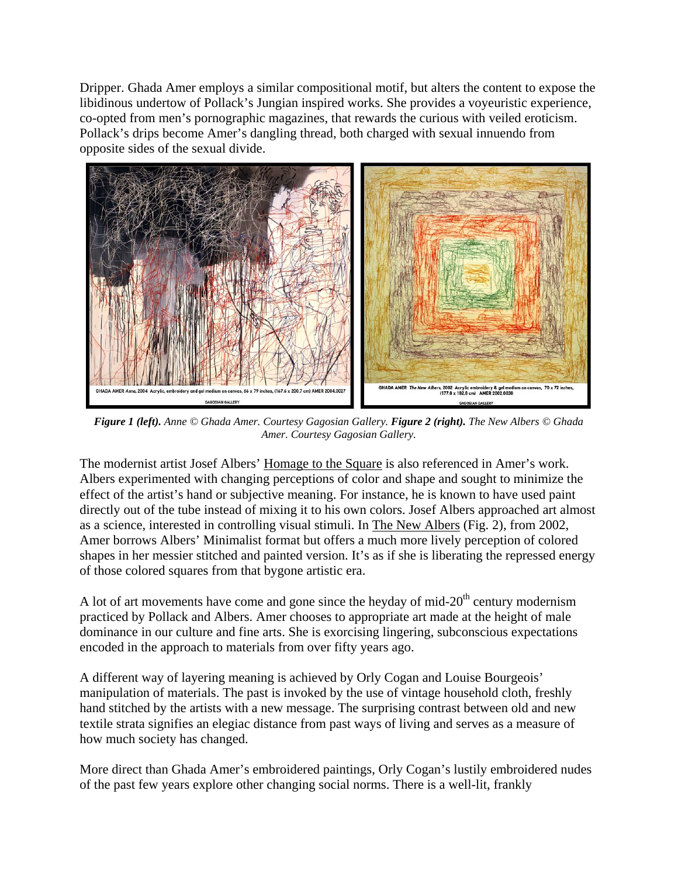Dripper. Ghada Amer employs a similar compositional motif, but alters the content to expose the libidinous undertow of Pollack's Jungian inspired works. She provides a voyeuristic experience, co-opted from men's pornographic magazines, that rewards the curious with veiled eroticism. Pollack's drips become Amer's dangling thread, both charged with sexual innuendo from opposite sides of the sexual divide.

***Figure 1 (left).*** *Anne © Ghada Amer. Courtesy Gagosian Gallery.* ***Figure 2 (right).*** *The New Albers © Ghada Amer. Courtesy Gagosian Gallery.*

The modernist artist Josef Albers' Homage to the Square is also referenced in Amer's work. Albers experimented with changing perceptions of color and shape and sought to minimize the effect of the artist's hand or subjective meaning. For instance, he is known to have used paint directly out of the tube instead of mixing it to his own colors. Josef Albers approached art almost as a science, interested in controlling visual stimuli. In The New Albers (Fig. 2), from 2002, Amer borrows Albers' Minimalist format but offers a much more lively perception of colored shapes in her messier stitched and painted version. It's as if she is liberating the repressed energy of those colored squares from that bygone artistic era.

A lot of art movements have come and gone since the heyday of mid-20th century modernism practiced by Pollack and Albers. Amer chooses to appropriate art made at the height of male dominance in our culture and fine arts. She is exorcising lingering, subconscious expectations encoded in the approach to materials from over fifty years ago.

A different way of layering meaning is achieved by Orly Cogan and Louise Bourgeois' manipulation of materials. The past is invoked by the use of vintage household cloth, freshly hand stitched by the artists with a new message. The surprising contrast between old and new textile strata signifies an elegiac distance from past ways of living and serves as a measure of how much society has changed.

More direct than Ghada Amer's embroidered paintings, Orly Cogan's lustily embroidered nudes of the past few years explore other changing social norms. There is a well-lit, frankly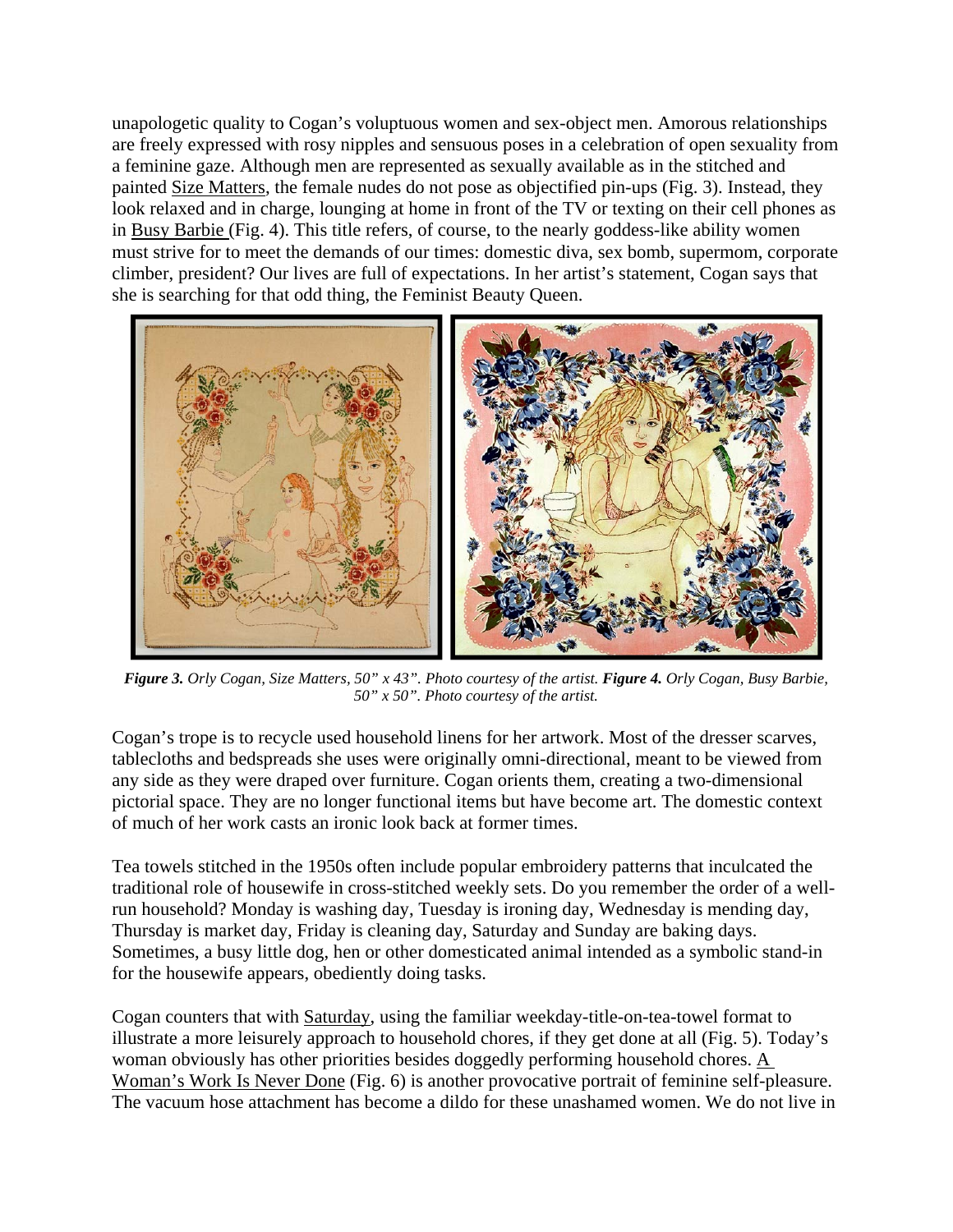unapologetic quality to Cogan's voluptuous women and sex-object men. Amorous relationships are freely expressed with rosy nipples and sensuous poses in a celebration of open sexuality from a feminine gaze. Although men are represented as sexually available as in the stitched and painted Size Matters, the female nudes do not pose as objectified pin-ups (Fig. 3). Instead, they look relaxed and in charge, lounging at home in front of the TV or texting on their cell phones as in Busy Barbie (Fig. 4). This title refers, of course, to the nearly goddess-like ability women must strive for to meet the demands of our times: domestic diva, sex bomb, supermom, corporate climber, president? Our lives are full of expectations. In her artist's statement, Cogan says that she is searching for that odd thing, the Feminist Beauty Queen.

***Figure 3.*** *Orly Cogan, Size Matters, 50" x 43". Photo courtesy of the artist.* ***Figure 4.*** *Orly Cogan, Busy Barbie, 50" x 50". Photo courtesy of the artist.*

Cogan's trope is to recycle used household linens for her artwork. Most of the dresser scarves, tablecloths and bedspreads she uses were originally omni-directional, meant to be viewed from any side as they were draped over furniture. Cogan orients them, creating a two-dimensional pictorial space. They are no longer functional items but have become art. The domestic context of much of her work casts an ironic look back at former times.

Tea towels stitched in the 1950s often include popular embroidery patterns that inculcated the traditional role of housewife in cross-stitched weekly sets. Do you remember the order of a well-run household? Monday is washing day, Tuesday is ironing day, Wednesday is mending day, Thursday is market day, Friday is cleaning day, Saturday and Sunday are baking days. Sometimes, a busy little dog, hen or other domesticated animal intended as a symbolic stand-in for the housewife appears, obediently doing tasks.

Cogan counters that with Saturday, using the familiar weekday-title-on-tea-towel format to illustrate a more leisurely approach to household chores, if they get done at all (Fig. 5). Today's woman obviously has other priorities besides doggedly performing household chores. A Woman's Work Is Never Done (Fig. 6) is another provocative portrait of feminine self-pleasure. The vacuum hose attachment has become a dildo for these unashamed women. We do not live in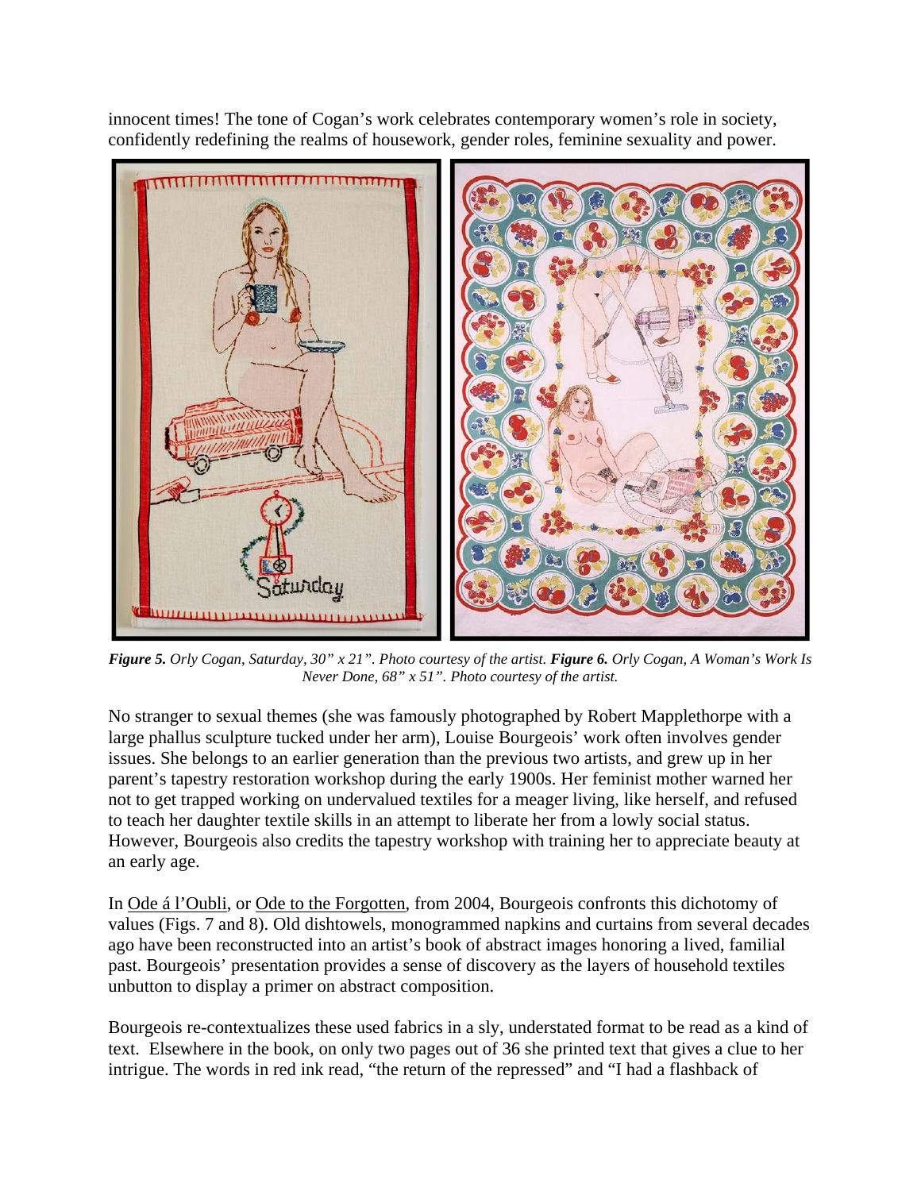innocent times! The tone of Cogan's work celebrates contemporary women's role in society, confidently redefining the realms of housework, gender roles, feminine sexuality and power.

***Figure 5.*** *Orly Cogan, Saturday, 30" x 21". Photo courtesy of the artist.* ***Figure 6.*** *Orly Cogan, A Woman's Work Is Never Done, 68" x 51". Photo courtesy of the artist.*

No stranger to sexual themes (she was famously photographed by Robert Mapplethorpe with a large phallus sculpture tucked under her arm), Louise Bourgeois' work often involves gender issues. She belongs to an earlier generation than the previous two artists, and grew up in her parent's tapestry restoration workshop during the early 1900s. Her feminist mother warned her not to get trapped working on undervalued textiles for a meager living, like herself, and refused to teach her daughter textile skills in an attempt to liberate her from a lowly social status. However, Bourgeois also credits the tapestry workshop with training her to appreciate beauty at an early age.

In Ode á l'Oubli, or Ode to the Forgotten, from 2004, Bourgeois confronts this dichotomy of values (Figs. 7 and 8). Old dishtowels, monogrammed napkins and curtains from several decades ago have been reconstructed into an artist's book of abstract images honoring a lived, familial past. Bourgeois' presentation provides a sense of discovery as the layers of household textiles unbutton to display a primer on abstract composition.

Bourgeois re-contextualizes these used fabrics in a sly, understated format to be read as a kind of text. Elsewhere in the book, on only two pages out of 36 she printed text that gives a clue to her intrigue. The words in red ink read, "the return of the repressed" and "I had a flashback of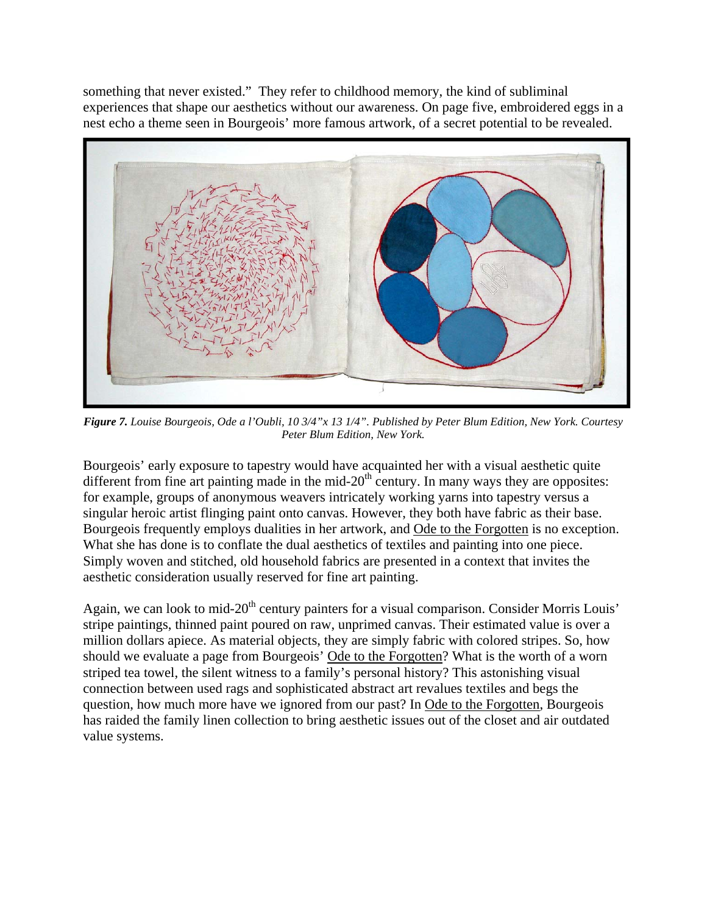something that never existed." They refer to childhood memory, the kind of subliminal experiences that shape our aesthetics without our awareness. On page five, embroidered eggs in a nest echo a theme seen in Bourgeois' more famous artwork, of a secret potential to be revealed.

***Figure 7.*** *Louise Bourgeois, Ode a l'Oubli, 10 3/4"x 13 1/4". Published by Peter Blum Edition, New York. Courtesy Peter Blum Edition, New York.*

Bourgeois' early exposure to tapestry would have acquainted her with a visual aesthetic quite different from fine art painting made in the mid-20th century. In many ways they are opposites: for example, groups of anonymous weavers intricately working yarns into tapestry versus a singular heroic artist flinging paint onto canvas. However, they both have fabric as their base. Bourgeois frequently employs dualities in her artwork, and Ode to the Forgotten is no exception. What she has done is to conflate the dual aesthetics of textiles and painting into one piece. Simply woven and stitched, old household fabrics are presented in a context that invites the aesthetic consideration usually reserved for fine art painting.

Again, we can look to mid-20th century painters for a visual comparison. Consider Morris Louis' stripe paintings, thinned paint poured on raw, unprimed canvas. Their estimated value is over a million dollars apiece. As material objects, they are simply fabric with colored stripes. So, how should we evaluate a page from Bourgeois' Ode to the Forgotten? What is the worth of a worn striped tea towel, the silent witness to a family's personal history? This astonishing visual connection between used rags and sophisticated abstract art revalues textiles and begs the question, how much more have we ignored from our past? In Ode to the Forgotten, Bourgeois has raided the family linen collection to bring aesthetic issues out of the closet and air outdated value systems.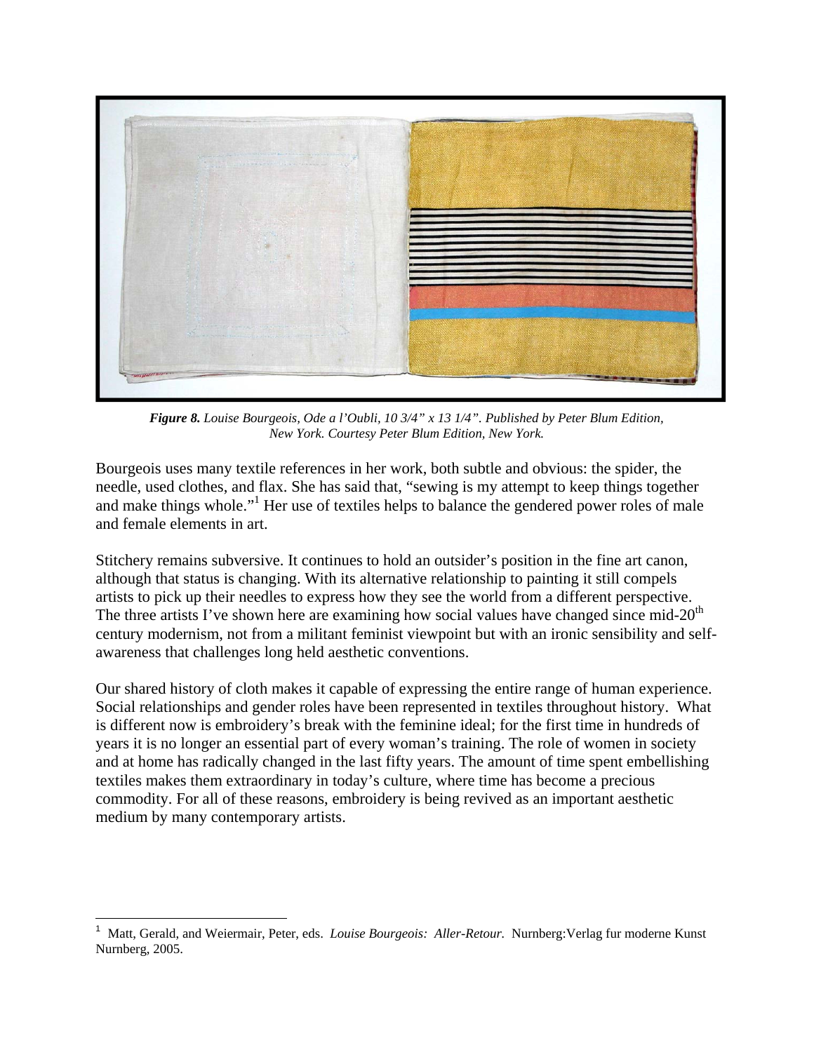***Figure 8.*** *Louise Bourgeois, Ode a l'Oubli, 10 3/4" x 13 1/4". Published by Peter Blum Edition, New York. Courtesy Peter Blum Edition, New York.*

Bourgeois uses many textile references in her work, both subtle and obvious: the spider, the needle, used clothes, and flax. She has said that, "sewing is my attempt to keep things together and make things whole."[1] Her use of textiles helps to balance the gendered power roles of male and female elements in art.

Stitchery remains subversive. It continues to hold an outsider's position in the fine art canon, although that status is changing. With its alternative relationship to painting it still compels artists to pick up their needles to express how they see the world from a different perspective. The three artists I've shown here are examining how social values have changed since mid-20th century modernism, not from a militant feminist viewpoint but with an ironic sensibility and self-awareness that challenges long held aesthetic conventions.

Our shared history of cloth makes it capable of expressing the entire range of human experience. Social relationships and gender roles have been represented in textiles throughout history. What is different now is embroidery's break with the feminine ideal; for the first time in hundreds of years it is no longer an essential part of every woman's training. The role of women in society and at home has radically changed in the last fifty years. The amount of time spent embellishing textiles makes them extraordinary in today's culture, where time has become a precious commodity. For all of these reasons, embroidery is being revived as an important aesthetic medium by many contemporary artists.

---

[1] Matt, Gerald, and Weiermair, Peter, eds. *Louise Bourgeois: Aller-Retour.* Nurnberg:Verlag fur moderne Kunst Nurnberg, 2005.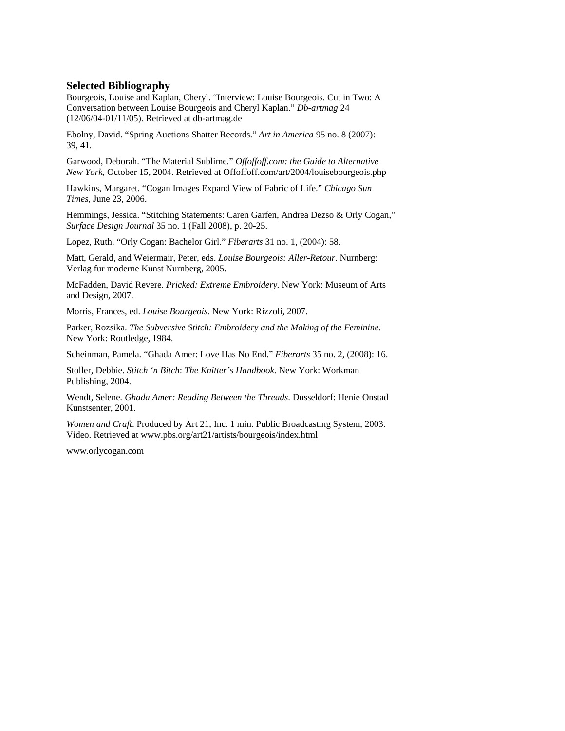## Selected Bibliography

Bourgeois, Louise and Kaplan, Cheryl. “Interview: Louise Bourgeois. Cut in Two: A Conversation between Louise Bourgeois and Cheryl Kaplan.” *Db-artmag* 24 (12/06/04-01/11/05). Retrieved at db-artmag.de

Ebolny, David. “Spring Auctions Shatter Records.” *Art in America* 95 no. 8 (2007): 39, 41.

Garwood, Deborah. “The Material Sublime.” *Offoffoff.com: the Guide to Alternative New York*, October 15, 2004. Retrieved at Offoffoff.com/art/2004/louisebourgeois.php

Hawkins, Margaret. “Cogan Images Expand View of Fabric of Life.” *Chicago Sun Times*, June 23, 2006.

Hemmings, Jessica. “Stitching Statements: Caren Garfen, Andrea Dezso & Orly Cogan,” *Surface Design Journal* 35 no. 1 (Fall 2008), p. 20-25.

Lopez, Ruth. “Orly Cogan: Bachelor Girl.” *Fiberarts* 31 no. 1, (2004): 58.

Matt, Gerald, and Weiermair, Peter, eds. *Louise Bourgeois: Aller-Retour.* Nurnberg: Verlag fur moderne Kunst Nurnberg, 2005.

McFadden, David Revere. *Pricked: Extreme Embroidery.* New York: Museum of Arts and Design, 2007.

Morris, Frances, ed. *Louise Bourgeois.* New York: Rizzoli, 2007.

Parker, Rozsika. *The Subversive Stitch: Embroidery and the Making of the Feminine.* New York: Routledge, 1984.

Scheinman, Pamela. “Ghada Amer: Love Has No End.” *Fiberarts* 35 no. 2, (2008): 16.

Stoller, Debbie. *Stitch ‘n Bitch*: *The Knitter’s Handbook.* New York: Workman Publishing, 2004.

Wendt, Selene. *Ghada Amer: Reading Between the Threads*. Dusseldorf: Henie Onstad Kunstsenter, 2001.

*Women and Craft*. Produced by Art 21, Inc. 1 min. Public Broadcasting System, 2003. Video. Retrieved at www.pbs.org/art21/artists/bourgeois/index.html

www.orlycogan.com